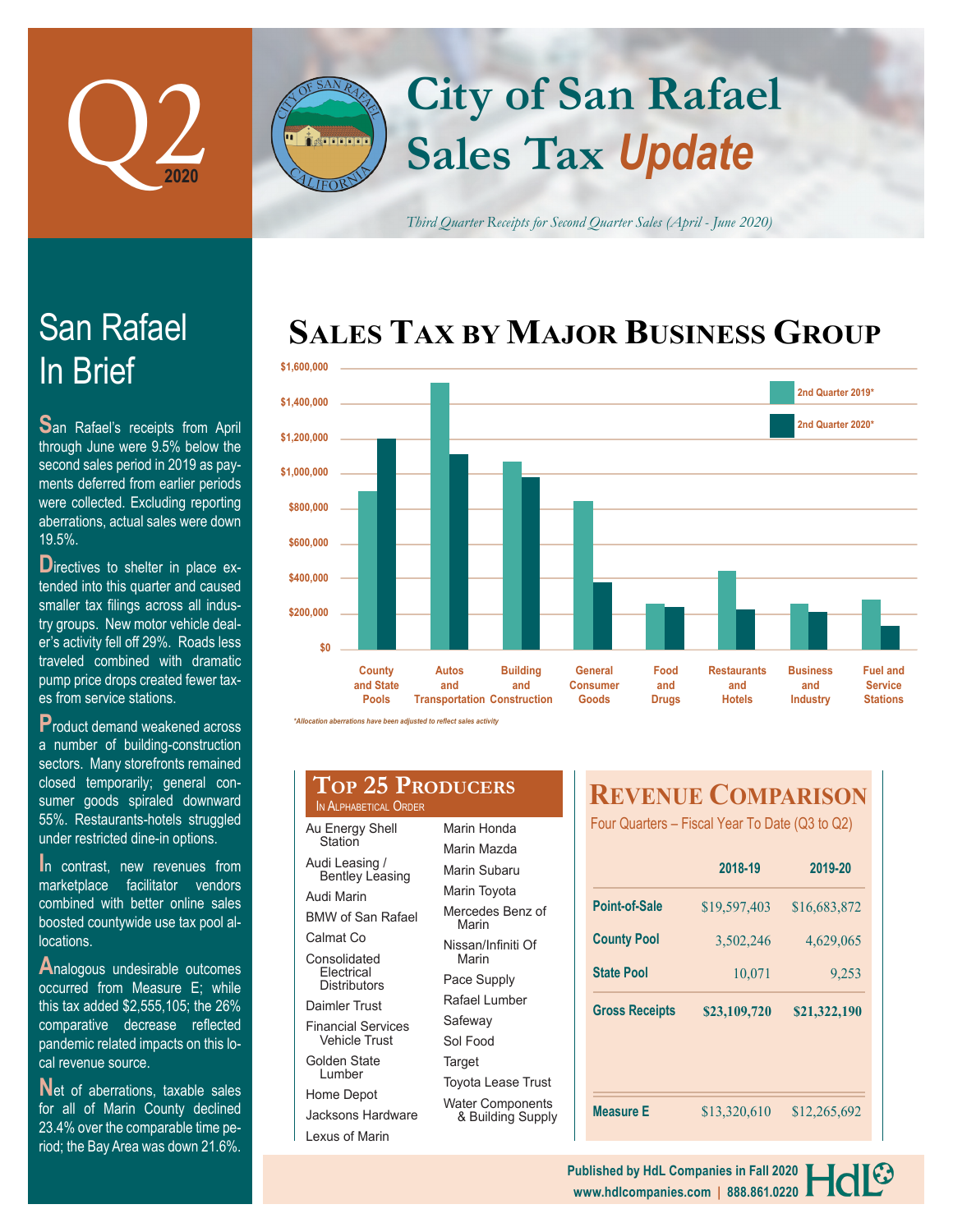# Q2 2020

# City of San Rafael Sales Tax *Update*

*Third Quarter Receipts for Second Quarter Sales (April - June 2020)*

## San Rafael In Brief

San Rafael's receipts from April through June were 9.5% below the second sales period in 2019 as payments deferred from earlier periods were collected. Excluding reporting aberrations, actual sales were down 19.5%.

Directives to shelter in place extended into this quarter and caused smaller tax filings across all industry groups. New motor vehicle dealer's activity fell off 29%. Roads less traveled combined with dramatic pump price drops created fewer taxes from service stations.

Product demand weakened across a number of building-construction sectors. Many storefronts remained closed temporarily; general consumer goods spiraled downward 55%. Restaurants-hotels struggled under restricted dine-in options.

In contrast, new revenues from marketplace facilitator vendors combined with better online sales boosted countywide use tax pool allocations.

Analogous undesirable outcomes occurred from Measure E; while this tax added $2,555,105; the 26% comparative decrease reflected pandemic related impacts on this local revenue source.

Net of aberrations, taxable sales for all of Marin County declined 23.4% over the comparable time period; the Bay Area was down 21.6%.

## Sales Tax by Major Business Group

Legend: 2nd Quarter 2019* / 2nd Quarter 2020*

Categories: County and State Pools; Autos and Transportation; Building and Construction; General Consumer Goods; Food and Drugs; Restaurants and Hotels; Business and Industry; Fuel and Service Stations

Axis: $0 – $1,600,000

*Allocation aberrations have been adjusted to reflect sales activity

## Top 25 Producers

In Alphabetical Order

- Au Energy Shell Station
- Audi Leasing / Bentley Leasing
- Audi Marin
- BMW of San Rafael
- Calmat Co
- Consolidated Electrical Distributors
- Daimler Trust
- Financial Services Vehicle Trust
- Golden State Lumber
- Home Depot
- Jacksons Hardware
- Lexus of Marin
- Marin Honda
- Marin Mazda
- Marin Subaru
- Marin Toyota
- Mercedes Benz of Marin
- Nissan/Infiniti Of Marin
- Pace Supply
- Rafael Lumber
- Safeway
- Sol Food
- Target
- Toyota Lease Trust
- Water Components & Building Supply

## Revenue Comparison

Four Quarters – Fiscal Year To Date (Q3 to Q2)

| | 2018-19 | 2019-20 |
|---|---|---|
| Point-of-Sale | $19,597,403 | $16,683,872 |
| County Pool | 3,502,246 | 4,629,065 |
| State Pool | 10,071 | 9,253 |
| **Gross Receipts** | **$23,109,720** | **$21,322,190** |
| Measure E | $13,320,610 | $12,265,692 |

Published by HdL Companies in Fall 2020
www.hdlcompanies.com | 888.861.0220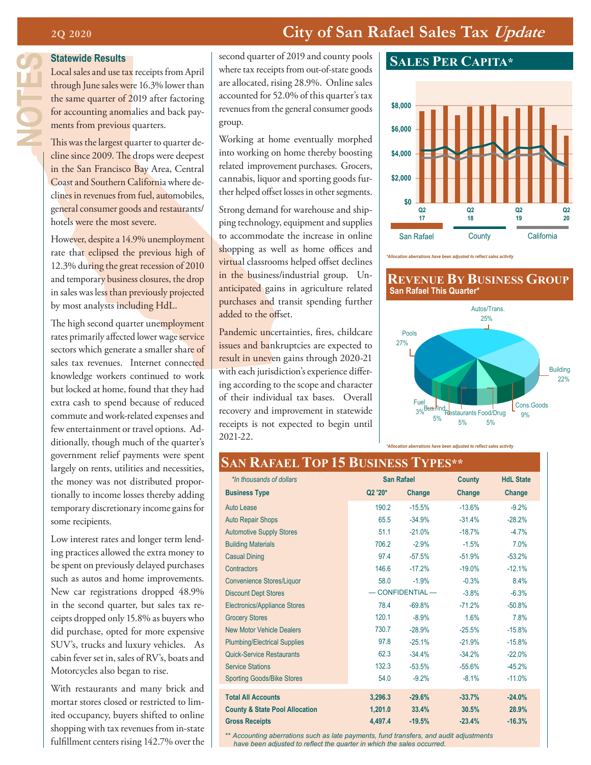# City of San Rafael Sales Tax *Update*

2Q 2020

NOTES

## Statewide Results

Local sales and use tax receipts from April through June sales were 16.3% lower than the same quarter of 2019 after factoring for accounting anomalies and back payments from previous quarters.

This was the largest quarter to quarter decline since 2009. The drops were deepest in the San Francisco Bay Area, Central Coast and Southern California where declines in revenues from fuel, automobiles, general consumer goods and restaurants/hotels were the most severe.

However, despite a 14.9% unemployment rate that eclipsed the previous high of 12.3% during the great recession of 2010 and temporary business closures, the drop in sales was less than previously projected by most analysts including HdL.

The high second quarter unemployment rates primarily affected lower wage service sectors which generate a smaller share of sales tax revenues. Internet connected knowledge workers continued to work but locked at home, found that they had extra cash to spend because of reduced commute and work-related expenses and few entertainment or travel options. Additionally, though much of the quarter's government relief payments were spent largely on rents, utilities and necessities, the money was not distributed proportionally to income losses thereby adding temporary discretionary income gains for some recipients.

Low interest rates and longer term lending practices allowed the extra money to be spent on previously delayed purchases such as autos and home improvements. New car registrations dropped 48.9% in the second quarter, but sales tax receipts dropped only 15.8% as buyers who did purchase, opted for more expensive SUV's, trucks and luxury vehicles. As cabin fever set in, sales of RV's, boats and Motorcycles also began to rise.

With restaurants and many brick and mortar stores closed or restricted to limited occupancy, buyers shifted to online shopping with tax revenues from in-state fulfillment centers rising 142.7% over the second quarter of 2019 and county pools where tax receipts from out-of-state goods are allocated, rising 28.9%. Online sales accounted for 52.0% of this quarter's tax revenues from the general consumer goods group.

Working at home eventually morphed into working on home thereby boosting related improvement purchases. Grocers, cannabis, liquor and sporting goods further helped offset losses in other segments.

Strong demand for warehouse and shipping technology, equipment and supplies to accommodate the increase in online shopping as well as home offices and virtual classrooms helped offset declines in the business/industrial group. Unanticipated gains in agriculture related purchases and transit spending further added to the offset.

Pandemic uncertainties, fires, childcare issues and bankruptcies are expected to result in uneven gains through 2020-21 with each jurisdiction's experience differing according to the scope and character of their individual tax bases. Overall recovery and improvement in statewide receipts is not expected to begin until 2021-22.

## Sales Per Capita*

$8,000
$6,000
$4,000
$2,000
$0
Q2 17
Q2 18
Q2 19
Q2 20

San Rafael
County
California

*Allocation aberrations have been adjusted to reflect sales activity*

## Revenue By Business Group
San Rafael This Quarter*

Autos/Trans. 25%
Building 22%
Cons.Goods 9%
Food/Drug 5%
Restaurants 5%
Bus./Ind. 5%
Fuel 3%
Pools 27%

*Allocation aberrations have been adjusted to reflect sales activity*

## San Rafael Top 15 Business Types**

| *In thousands of dollars | San Rafael | | County | HdL State |
|---|---|---|---|---|
| **Business Type** | **Q2 '20*** | **Change** | **Change** | **Change** |
| Auto Lease | 190.2 | -15.5% | -13.6% | -9.2% |
| Auto Repair Shops | 65.5 | -34.9% | -31.4% | -28.2% |
| Automotive Supply Stores | 51.1 | -21.0% | -18.7% | -4.7% |
| Building Materials | 706.2 | -2.9% | -1.5% | 7.0% |
| Casual Dining | 97.4 | -57.5% | -51.9% | -53.2% |
| Contractors | 146.6 | -17.2% | -19.0% | -12.1% |
| Convenience Stores/Liquor | 58.0 | -1.9% | -0.3% | 8.4% |
| Discount Dept Stores | — CONFIDENTIAL — | | -3.8% | -6.3% |
| Electronics/Appliance Stores | 78.4 | -69.8% | -71.2% | -50.8% |
| Grocery Stores | 120.1 | -8.9% | 1.6% | 7.8% |
| New Motor Vehicle Dealers | 730.7 | -28.9% | -25.5% | -15.8% |
| Plumbing/Electrical Supplies | 97.8 | -25.1% | -21.9% | -15.8% |
| Quick-Service Restaurants | 62.3 | -34.4% | -34.2% | -22.0% |
| Service Stations | 132.3 | -53.5% | -55.6% | -45.2% |
| Sporting Goods/Bike Stores | 54.0 | -9.2% | -8.1% | -11.0% |
| **Total All Accounts** | **3,296.3** | **-29.6%** | **-33.7%** | **-24.0%** |
| **County & State Pool Allocation** | **1,201.0** | **33.4%** | **30.5%** | **28.9%** |
| **Gross Receipts** | **4,497.4** | **-19.5%** | **-23.4%** | **-16.3%** |

*** Accounting aberrations such as late payments, fund transfers, and audit adjustments have been adjusted to reflect the quarter in which the sales occurred.*